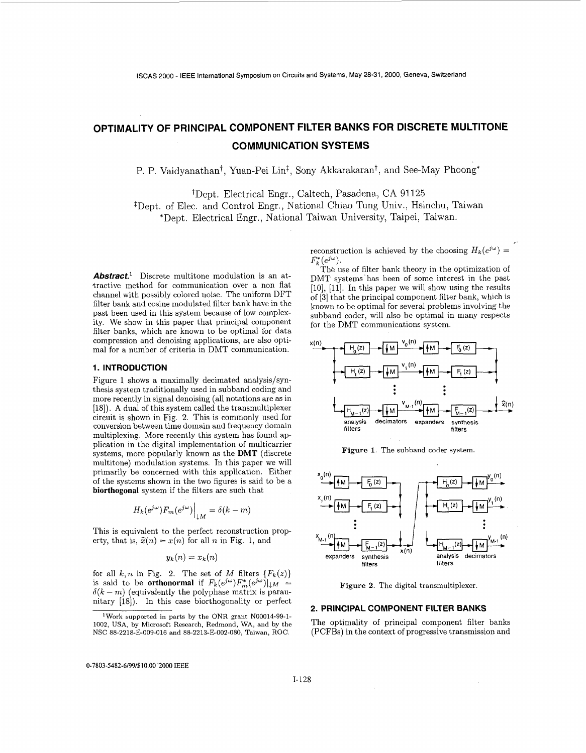# OPTIMALITY OF PRINCIPAL COMPONENT FILTER BANKS FOR DISCRETE MULTITONE COMMUNICATION SYSTEMS

P. P. Vaidyanathan†, Yuan-Pei Lin‡, Sony Akkarakaran†, and See-May Phoong*

†Dept. Electrical Engr., Caltech, Pasadena, CA 91125
‡Dept. of Elec. and Control Engr., National Chiao Tung Univ., Hsinchu, Taiwan
*Dept. Electrical Engr., National Taiwan University, Taipei, Taiwan.

***Abstract.***[1] Discrete multitone modulation is an attractive method for communication over a non flat channel with possibly colored noise. The uniform DFT filter bank and cosine modulated filter bank have in the past been used in this system because of low complexity. We show in this paper that principal component filter banks, which are known to be optimal for data compression and denoising applications, are also optimal for a number of criteria in DMT communication.

## 1. INTRODUCTION

Figure 1 shows a maximally decimated analysis/synthesis system traditionally used in subband coding and more recently in signal denoising (all notations are as in [18]). A dual of this system called the transmultiplexer circuit is shown in Fig. 2. This is commonly used for conversion between time domain and frequency domain multiplexing. More recently this system has found application in the digital implementation of multicarrier systems, more popularly known as the **DMT** (discrete multitone) modulation systems. In this paper we will primarily be concerned with this application. Either of the systems shown in the two figures is said to be a **biorthogonal** system if the filters are such that

$$H_k(e^{j\omega})F_m(e^{j\omega})\Big|_{\downarrow M} = \delta(k-m)$$

This is equivalent to the perfect reconstruction property, that is, $\widehat{x}(n) = x(n)$ for all $n$ in Fig. 1, and

$$y_k(n) = x_k(n)$$

for all $k, n$ in Fig. 2. The set of $M$ filters $\{F_k(z)\}$ is said to be **orthonormal** if $F_k(e^{j\omega})F_m^*(e^{j\omega})|_{\downarrow M} = \delta(k-m)$ (equivalently the polyphase matrix is paraunitary [18]). In this case biorthogonality or perfect reconstruction is achieved by the choosing $H_k(e^{j\omega}) = F_k^*(e^{j\omega})$.

The use of filter bank theory in the optimization of DMT systems has been of some interest in the past [10], [11]. In this paper we will show using the results of [3] that the principal component filter bank, which is known to be optimal for several problems involving the subband coder, will also be optimal in many respects for the DMT communications system.

Figure 1. The subband coder system.

Figure 2. The digital transmultiplexer.

## 2. PRINCIPAL COMPONENT FILTER BANKS

The optimality of principal component filter banks (PCFBs) in the context of progressive transmission and

[1] Work supported in parts by the ONR grant N00014-99-1-1002, USA, by Microsoft Research, Redmond, WA, and by the NSC 88-2218-E-009-016 and 88-2213-E-002-080, Taiwan, ROC.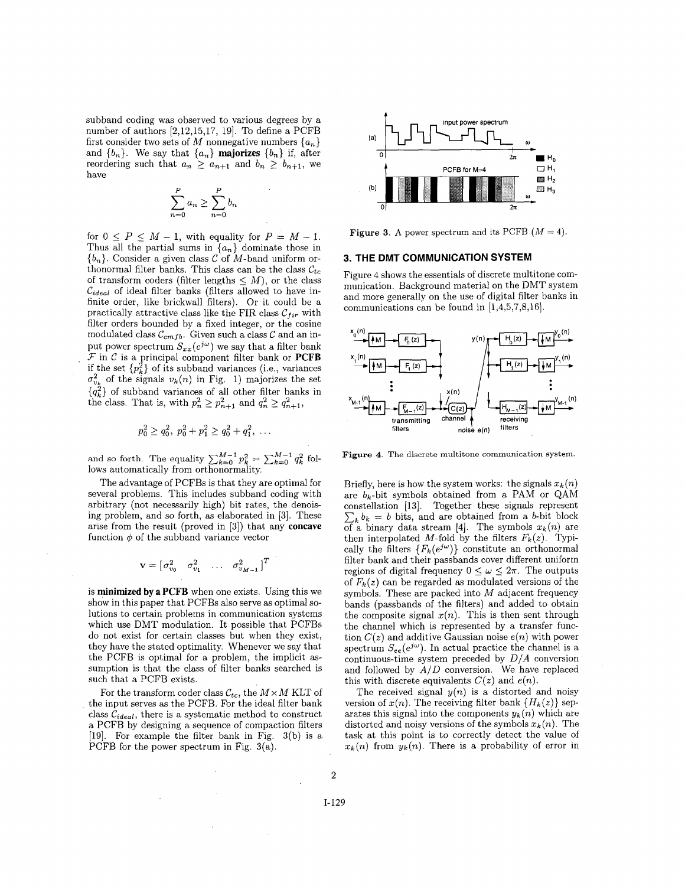subband coding was observed to various degrees by a number of authors [2,12,15,17, 19]. To define a PCFB first consider two sets of $M$ nonnegative numbers $\{a_n\}$ and $\{b_n\}$. We say that $\{a_n\}$ **majorizes** $\{b_n\}$ if, after reordering such that $a_n \geq a_{n+1}$ and $b_n \geq b_{n+1}$, we have

$$\sum_{n=0}^{P} a_n \geq \sum_{n=0}^{P} b_n$$

for $0 \leq P \leq M-1$, with equality for $P = M-1$. Thus all the partial sums in $\{a_n\}$ dominate those in $\{b_n\}$. Consider a given class $\mathcal{C}$ of $M$-band uniform orthonormal filter banks. This class can be the class $\mathcal{C}_{tc}$ of transform coders (filter lengths $\leq M$), or the class $\mathcal{C}_{ideal}$ of ideal filter banks (filters allowed to have infinite order, like brickwall filters). Or it could be a practically attractive class like the FIR class $\mathcal{C}_{fir}$ with filter orders bounded by a fixed integer, or the cosine modulated class $\mathcal{C}_{cmfb}$. Given such a class $\mathcal{C}$ and an input power spectrum $S_{xx}(e^{j\omega})$ we say that a filter bank $\mathcal{F}$ in $\mathcal{C}$ is a principal component filter bank or **PCFB** if the set $\{p_k^2\}$ of its subband variances (i.e., variances $\sigma_{v_k}^2$ of the signals $v_k(n)$ in Fig. 1) majorizes the set $\{q_k^2\}$ of subband variances of all other filter banks in the class. That is, with $p_n^2 \geq p_{n+1}^2$ and $q_n^2 \geq q_{n+1}^2$,

$$p_0^2 \geq q_0^2, \; p_0^2 + p_1^2 \geq q_0^2 + q_1^2, \; \ldots$$

and so forth. The equality $\sum_{k=0}^{M-1} p_k^2 = \sum_{k=0}^{M-1} q_k^2$ follows automatically from orthonormality.

The advantage of PCFBs is that they are optimal for several problems. This includes subband coding with arbitrary (not necessarily high) bit rates, the denoising problem, and so forth, as elaborated in [3]. These arise from the result (proved in [3]) that any **concave** function $\phi$ of the subband variance vector

$$\mathbf{v} = [\sigma_{v_0}^2 \quad \sigma_{v_1}^2 \quad \ldots \quad \sigma_{v_{M-1}}^2]^T$$

is **minimized by a PCFB** when one exists. Using this we show in this paper that PCFBs also serve as optimal solutions to certain problems in communication systems which use DMT modulation. It possible that PCFBs do not exist for certain classes but when they exist, they have the stated optimality. Whenever we say that the PCFB is optimal for a problem, the implicit assumption is that the class of filter banks searched is such that a PCFB exists.

For the transform coder class $\mathcal{C}_{tc}$, the $M \times M$ KLT of the input serves as the PCFB. For the ideal filter bank class $\mathcal{C}_{ideal}$, there is a systematic method to construct a PCFB by designing a sequence of compaction filters [19]. For example the filter bank in Fig. 3(b) is a PCFB for the power spectrum in Fig. 3(a).

**Figure 3.** A power spectrum and its PCFB ($M = 4$).

## 3. THE DMT COMMUNICATION SYSTEM

Figure 4 shows the essentials of discrete multitone communication. Background material on the DMT system and more generally on the use of digital filter banks in communications can be found in [1,4,5,7,8,16].

**Figure 4.** The discrete multitone communication system.

Briefly, here is how the system works: the signals $x_k(n)$ are $b_k$-bit symbols obtained from a PAM or QAM constellation [13]. Together these signals represent $\sum_k b_k = b$ bits, and are obtained from a $b$-bit block of a binary data stream [4]. The symbols $x_k(n)$ are then interpolated $M$-fold by the filters $F_k(z)$. Typically the filters $\{F_k(e^{j\omega})\}$ constitute an orthonormal filter bank and their passbands cover different uniform regions of digital frequency $0 \leq \omega \leq 2\pi$. The outputs of $F_k(z)$ can be regarded as modulated versions of the symbols. These are packed into $M$ adjacent frequency bands (passbands of the filters) and added to obtain the composite signal $x(n)$. This is then sent through the channel which is represented by a transfer function $C(z)$ and additive Gaussian noise $e(n)$ with power spectrum $S_{ee}(e^{j\omega})$. In actual practice the channel is a continuous-time system preceded by $D/A$ conversion and followed by $A/D$ conversion. We have replaced this with discrete equivalents $C(z)$ and $e(n)$.

The received signal $y(n)$ is a distorted and noisy version of $x(n)$. The receiving filter bank $\{H_k(z)\}$ separates this signal into the components $y_k(n)$ which are distorted and noisy versions of the symbols $x_k(n)$. The task at this point is to correctly detect the value of $x_k(n)$ from $y_k(n)$. There is a probability of error in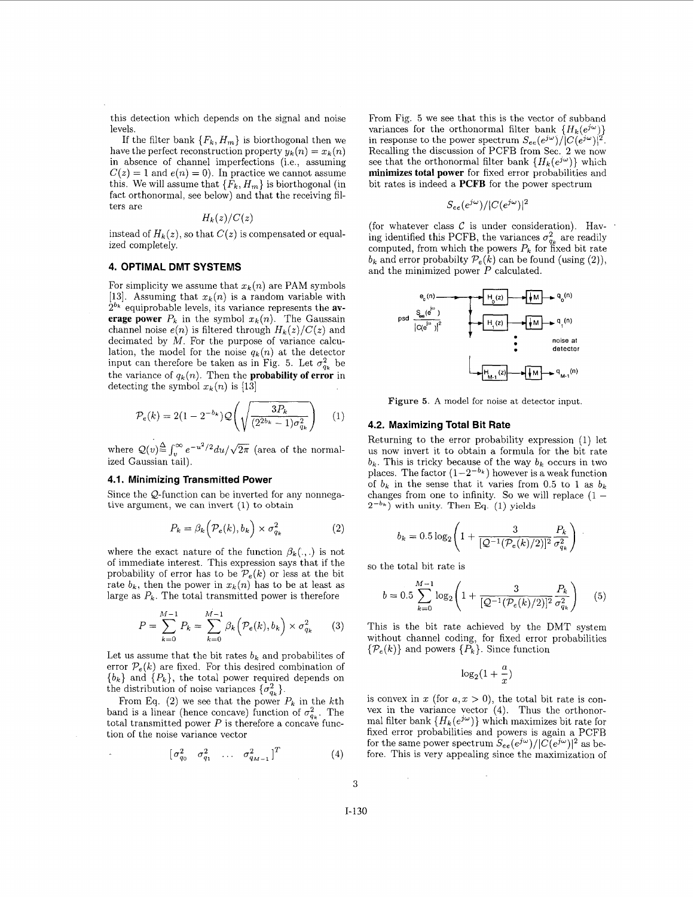this detection which depends on the signal and noise levels.

If the filter bank $\{F_k, H_m\}$ is biorthogonal then we have the perfect reconstruction property $y_k(n) = x_k(n)$ in absence of channel imperfections (i.e., assuming $C(z) = 1$ and $e(n) = 0$). In practice we cannot assume this. We will assume that $\{F_k, H_m\}$ is biorthogonal (in fact orthonormal, see below) and that the receiving filters are

$$H_k(z)/C(z)$$

instead of $H_k(z)$, so that $C(z)$ is compensated or equalized completely.

## 4. OPTIMAL DMT SYSTEMS

For simplicity we assume that $x_k(n)$ are PAM symbols [13]. Assuming that $x_k(n)$ is a random variable with $2^{b_k}$ equiprobable levels, its variance represents the **average power** $P_k$ in the symbol $x_k(n)$. The Gaussain channel noise $e(n)$ is filtered through $H_k(z)/C(z)$ and decimated by $M$. For the purpose of variance calculation, the model for the noise $q_k(n)$ at the detector input can therefore be taken as in Fig. 5. Let $\sigma^2_{q_k}$ be the variance of $q_k(n)$. Then the **probability of error** in detecting the symbol $x_k(n)$ is [13]

$$\mathcal{P}_e(k) = 2(1 - 2^{-b_k})\mathcal{Q}\left(\sqrt{\frac{3P_k}{(2^{2b_k} - 1)\sigma^2_{q_k}}}\right) \quad (1)$$

where $\mathcal{Q}(v) \stackrel{\Delta}{=} \int_v^\infty e^{-u^2/2}du/\sqrt{2\pi}$ (area of the normalized Gaussian tail).

### 4.1. Minimizing Transmitted Power

Since the $\mathcal{Q}$-function can be inverted for any nonnegative argument, we can invert (1) to obtain

$$P_k = \beta_k\Big(\mathcal{P}_e(k), b_k\Big) \times \sigma^2_{q_k} \quad (2)$$

where the exact nature of the function $\beta_k(.,.)$ is not of immediate interest. This expression says that if the probability of error has to be $\mathcal{P}_e(k)$ or less at the bit rate $b_k$, then the power in $x_k(n)$ has to be at least as large as $P_k$. The total transmitted power is therefore

$$P = \sum_{k=0}^{M-1} P_k = \sum_{k=0}^{M-1} \beta_k\Big(\mathcal{P}_e(k), b_k\Big) \times \sigma^2_{q_k} \quad (3)$$

Let us assume that the bit rates $b_k$ and probabilites of error $\mathcal{P}_e(k)$ are fixed. For this desired combination of $\{b_k\}$ and $\{P_k\}$, the total power required depends on the distribution of noise variances $\{\sigma^2_{q_k}\}$.

From Eq. (2) we see that the power $P_k$ in the $k$th band is a linear (hence concave) function of $\sigma^2_{q_k}$. The total transmitted power $P$ is therefore a concave function of the noise variance vector

$$[\sigma^2_{q_0} \quad \sigma^2_{q_1} \quad \ldots \quad \sigma^2_{q_{M-1}}]^T \quad (4)$$

From Fig. 5 we see that this is the vector of subband variances for the orthonormal filter bank $\{H_k(e^{j\omega})\}$ in response to the power spectrum $S_{ee}(e^{j\omega})/|C(e^{j\omega})|^2$. Recalling the discussion of PCFB from Sec. 2 we now see that the orthonormal filter bank $\{H_k(e^{j\omega})\}$ which **minimizes total power** for fixed error probabilities and bit rates is indeed a **PCFB** for the power spectrum

$$S_{ee}(e^{j\omega})/|C(e^{j\omega})|^2$$

(for whatever class $\mathcal{C}$ is under consideration). Having identified this PCFB, the variances $\sigma^2_{q_k}$ are readily computed, from which the powers $P_k$ for fixed bit rate $b_k$ and error probabilty $\mathcal{P}_e(k)$ can be found (using (2)), and the minimized power $P$ calculated.

Figure 5. A model for noise at detector input.

### 4.2. Maximizing Total Bit Rate

Returning to the error probability expression (1) let us now invert it to obtain a formula for the bit rate $b_k$. This is tricky because of the way $b_k$ occurs in two places. The factor $(1-2^{-b_k})$ however is a weak function of $b_k$ in the sense that it varies from 0.5 to 1 as $b_k$ changes from one to infinity. So we will replace $(1 - 2^{-b_k})$ with unity. Then Eq. (1) yields

$$b_k = 0.5\log_2\left(1 + \frac{3}{[\mathcal{Q}^{-1}(\mathcal{P}_e(k)/2)]^2}\frac{P_k}{\sigma^2_{q_k}}\right)$$

so the total bit rate is

$$b = 0.5\sum_{k=0}^{M-1}\log_2\left(1 + \frac{3}{[\mathcal{Q}^{-1}(\mathcal{P}_e(k)/2)]^2}\frac{P_k}{\sigma^2_{q_k}}\right) \quad (5)$$

This is the bit rate achieved by the DMT system without channel coding, for fixed error probabilities $\{\mathcal{P}_e(k)\}$ and powers $\{P_k\}$. Since function

$$\log_2(1 + \frac{a}{x})$$

is convex in $x$ (for $a, x > 0$), the total bit rate is convex in the variance vector (4). Thus the orthonormal filter bank $\{H_k(e^{j\omega})\}$ which maximizes bit rate for fixed error probabilities and powers is again a PCFB for the same power spectrum $S_{ee}(e^{j\omega})/|C(e^{j\omega})|^2$ as before. This is very appealing since the maximization of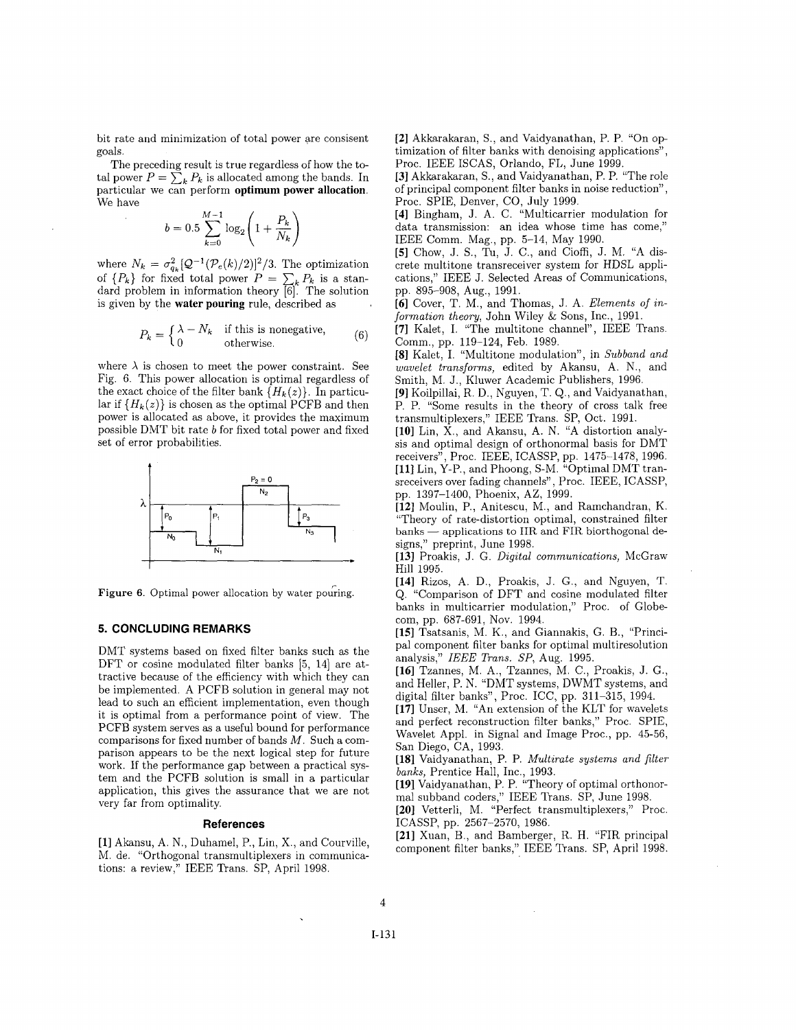bit rate and minimization of total power are consisent goals.

The preceding result is true regardless of how the total power $P = \sum_k P_k$ is allocated among the bands. In particular we can perform **optimum power allocation**. We have

$$b = 0.5 \sum_{k=0}^{M-1} \log_2 \left(1 + \frac{P_k}{N_k}\right)$$

where $N_k = \sigma_{q_k}^2 [\mathcal{Q}^{-1}(\mathcal{P}_e(k)/2)]^2/3$. The optimization of $\{P_k\}$ for fixed total power $P = \sum_k P_k$ is a standard problem in information theory [6]. The solution is given by the **water pouring** rule, described as

$$P_k = \begin{cases} \lambda - N_k & \text{if this is nonegative,} \\ 0 & \text{otherwise.} \end{cases} \qquad (6)$$

where $\lambda$ is chosen to meet the power constraint. See Fig. 6. This power allocation is optimal regardless of the exact choice of the filter bank $\{H_k(z)\}$. In particular if $\{H_k(z)\}$ is chosen as the optimal PCFB and then power is allocated as above, it provides the maximum possible DMT bit rate $b$ for fixed total power and fixed set of error probabilities.

λ
P2 = 0
N2
P0
P1
P3
N0
N1
N3

**Figure 6.** Optimal power allocation by water pouring.

## 5. CONCLUDING REMARKS

DMT systems based on fixed filter banks such as the DFT or cosine modulated filter banks [5, 14] are attractive because of the efficiency with which they can be implemented. A PCFB solution in general may not lead to such an efficient implementation, even though it is optimal from a performance point of view. The PCFB system serves as a useful bound for performance comparisons for fixed number of bands $M$. Such a comparison appears to be the next logical step for future work. If the performance gap between a practical system and the PCFB solution is small in a particular application, this gives the assurance that we are not very far from optimality.

### References

[1] Akansu, A. N., Duhamel, P., Lin, X., and Courville, M. de. "Orthogonal transmultiplexers in communications: a review," IEEE Trans. SP, April 1998.

[2] Akkarakaran, S., and Vaidyanathan, P. P. "On optimization of filter banks with denoising applications", Proc. IEEE ISCAS, Orlando, FL, June 1999.

[3] Akkarakaran, S., and Vaidyanathan, P. P. "The role of principal component filter banks in noise reduction", Proc. SPIE, Denver, CO, July 1999.

[4] Bingham, J. A. C. "Multicarrier modulation for data transmission: an idea whose time has come," IEEE Comm. Mag., pp. 5–14, May 1990.

[5] Chow, J. S., Tu, J. C., and Cioffi, J. M. "A discrete multitone transreceiver system for HDSL applications," IEEE J. Selected Areas of Communications, pp. 895–908, Aug., 1991.

[6] Cover, T. M., and Thomas, J. A. *Elements of information theory*, John Wiley & Sons, Inc., 1991.

[7] Kalet, I. "The multitone channel", IEEE Trans. Comm., pp. 119–124, Feb. 1989.

[8] Kalet, I. "Multitone modulation", in *Subband and wavelet transforms*, edited by Akansu, A. N., and Smith, M. J., Kluwer Academic Publishers, 1996.

[9] Koilpillai, R. D., Nguyen, T. Q., and Vaidyanathan, P. P. "Some results in the theory of cross talk free transmultiplexers," IEEE Trans. SP, Oct. 1991.

[10] Lin, X., and Akansu, A. N. "A distortion analysis and optimal design of orthonormal basis for DMT receivers", Proc. IEEE, ICASSP, pp. 1475–1478, 1996.

[11] Lin, Y-P., and Phoong, S-M. "Optimal DMT transreceivers over fading channels", Proc. IEEE, ICASSP, pp. 1397–1400, Phoenix, AZ, 1999.

[12] Moulin, P., Anitescu, M., and Ramchandran, K. "Theory of rate-distortion optimal, constrained filter banks — applications to IIR and FIR biorthogonal designs," preprint, June 1998.

[13] Proakis, J. G. *Digital communications,* McGraw Hill 1995.

[14] Rizos, A. D., Proakis, J. G., and Nguyen, T. Q. "Comparison of DFT and cosine modulated filter banks in multicarrier modulation," Proc. of Globecom, pp. 687-691, Nov. 1994.

[15] Tsatsanis, M. K., and Giannakis, G. B., "Principal component filter banks for optimal multiresolution analysis," *IEEE Trans. SP*, Aug. 1995.

[16] Tzannes, M. A., Tzannes, M. C., Proakis, J. G., and Heller, P. N. "DMT systems, DWMT systems, and digital filter banks", Proc. ICC, pp. 311–315, 1994.

[17] Unser, M. "An extension of the KLT for wavelets and perfect reconstruction filter banks," Proc. SPIE, Wavelet Appl. in Signal and Image Proc., pp. 45-56, San Diego, CA, 1993.

[18] Vaidyanathan, P. P. *Multirate systems and filter banks*, Prentice Hall, Inc., 1993.

[19] Vaidyanathan, P. P. "Theory of optimal orthonormal subband coders," IEEE Trans. SP, June 1998.

[20] Vetterli, M. "Perfect transmultiplexers," Proc. ICASSP, pp. 2567–2570, 1986.

[21] Xuan, B., and Bamberger, R. H. "FIR principal component filter banks," IEEE Trans. SP, April 1998.